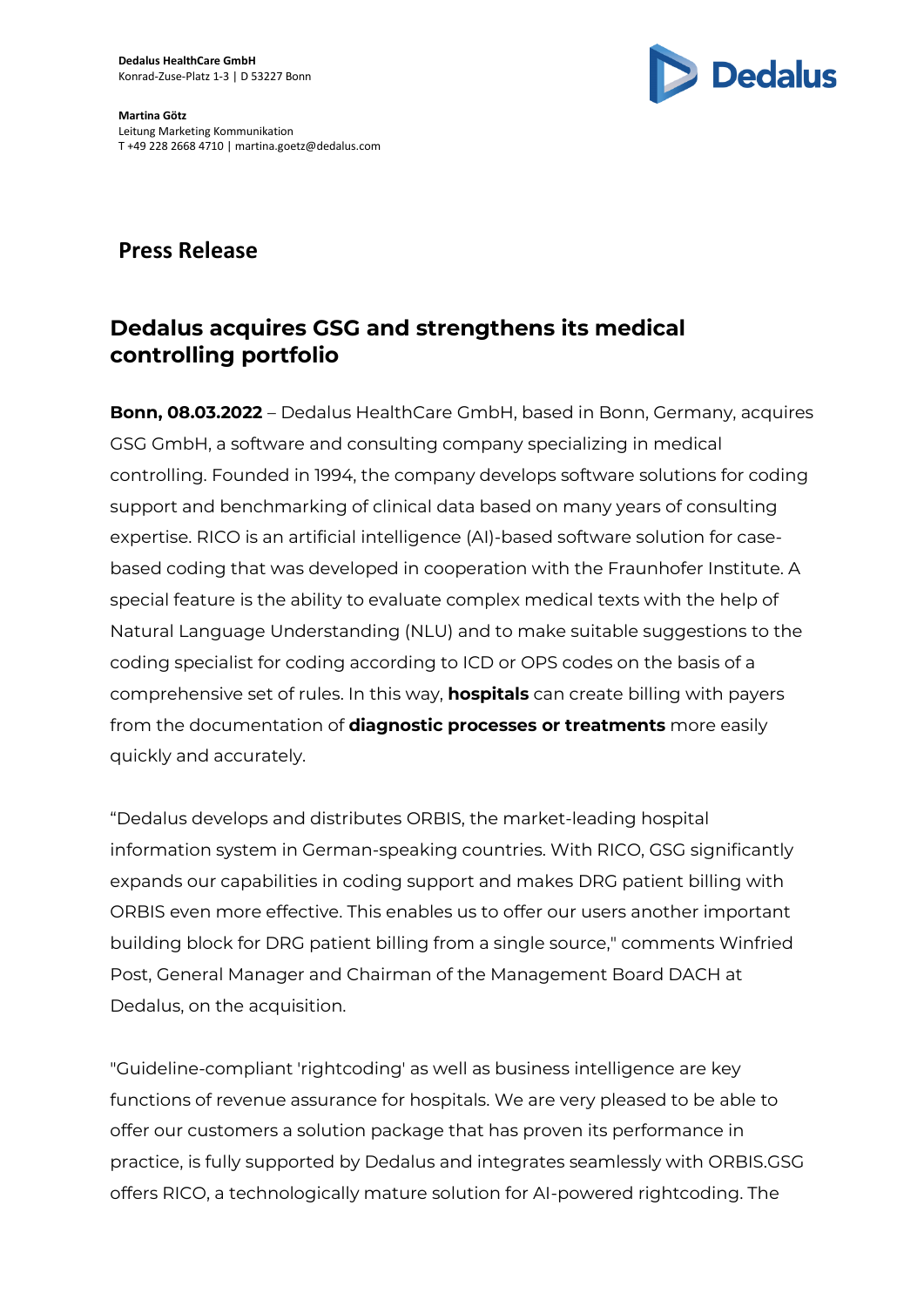**Dedalus HealthCare GmbH**
Konrad-Zuse-Platz 1-3 | D 53227 Bonn

**Martina Götz**
Leitung Marketing Kommunikation
T +49 228 2668 4710 | martina.goetz@dedalus.com

# Press Release

## Dedalus acquires GSG and strengthens its medical controlling portfolio

**Bonn, 08.03.2022** – Dedalus HealthCare GmbH, based in Bonn, Germany, acquires GSG GmbH, a software and consulting company specializing in medical controlling. Founded in 1994, the company develops software solutions for coding support and benchmarking of clinical data based on many years of consulting expertise. RICO is an artificial intelligence (AI)-based software solution for case-based coding that was developed in cooperation with the Fraunhofer Institute. A special feature is the ability to evaluate complex medical texts with the help of Natural Language Understanding (NLU) and to make suitable suggestions to the coding specialist for coding according to ICD or OPS codes on the basis of a comprehensive set of rules. In this way, **hospitals** can create billing with payers from the documentation of **diagnostic processes or treatments** more easily quickly and accurately.

"Dedalus develops and distributes ORBIS, the market-leading hospital information system in German-speaking countries. With RICO, GSG significantly expands our capabilities in coding support and makes DRG patient billing with ORBIS even more effective. This enables us to offer our users another important building block for DRG patient billing from a single source," comments Winfried Post, General Manager and Chairman of the Management Board DACH at Dedalus, on the acquisition.

"Guideline-compliant 'rightcoding' as well as business intelligence are key functions of revenue assurance for hospitals. We are very pleased to be able to offer our customers a solution package that has proven its performance in practice, is fully supported by Dedalus and integrates seamlessly with ORBIS.GSG offers RICO, a technologically mature solution for AI-powered rightcoding. The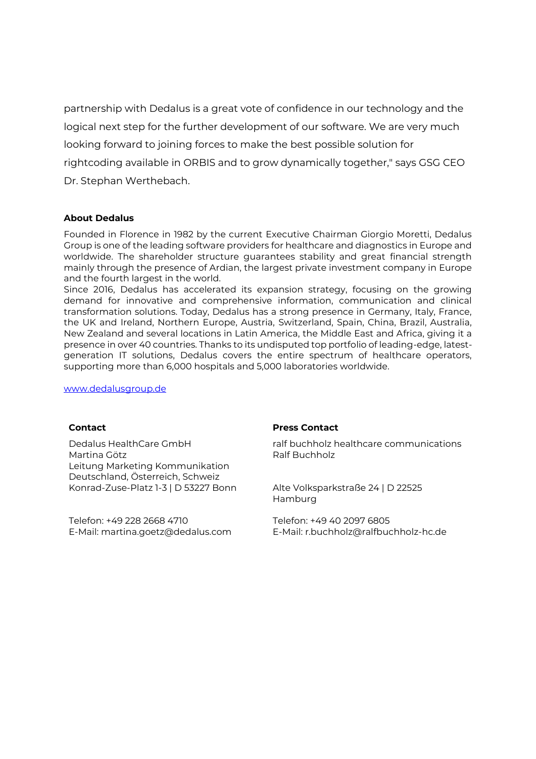partnership with Dedalus is a great vote of confidence in our technology and the logical next step for the further development of our software. We are very much looking forward to joining forces to make the best possible solution for rightcoding available in ORBIS and to grow dynamically together," says GSG CEO Dr. Stephan Werthebach.

**About Dedalus**

Founded in Florence in 1982 by the current Executive Chairman Giorgio Moretti, Dedalus Group is one of the leading software providers for healthcare and diagnostics in Europe and worldwide. The shareholder structure guarantees stability and great financial strength mainly through the presence of Ardian, the largest private investment company in Europe and the fourth largest in the world.
Since 2016, Dedalus has accelerated its expansion strategy, focusing on the growing demand for innovative and comprehensive information, communication and clinical transformation solutions. Today, Dedalus has a strong presence in Germany, Italy, France, the UK and Ireland, Northern Europe, Austria, Switzerland, Spain, China, Brazil, Australia, New Zealand and several locations in Latin America, the Middle East and Africa, giving it a presence in over 40 countries. Thanks to its undisputed top portfolio of leading-edge, latest-generation IT solutions, Dedalus covers the entire spectrum of healthcare operators, supporting more than 6,000 hospitals and 5,000 laboratories worldwide.

[www.dedalusgroup.de](www.dedalusgroup.de)

**Contact**

Dedalus HealthCare GmbH
Martina Götz
Leitung Marketing Kommunikation
Deutschland, Österreich, Schweiz
Konrad-Zuse-Platz 1-3 | D 53227 Bonn

Telefon: +49 228 2668 4710
E-Mail: martina.goetz@dedalus.com

**Press Contact**

ralf buchholz healthcare communications
Ralf Buchholz

Alte Volksparkstraße 24 | D 22525 Hamburg

Telefon: +49 40 2097 6805
E-Mail: r.buchholz@ralfbuchholz-hc.de